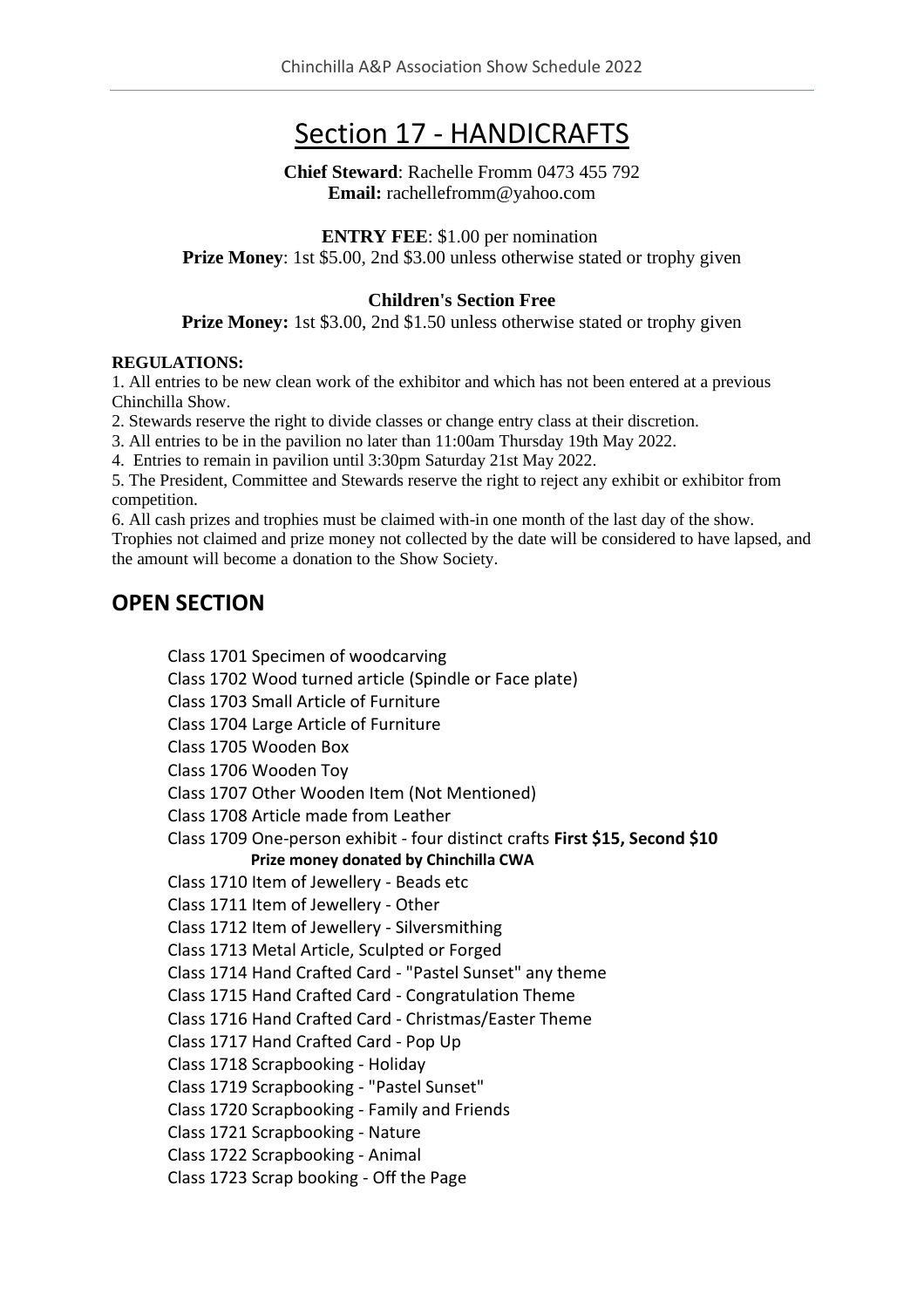# Section 17 - HANDICRAFTS

**Chief Steward**: Rachelle Fromm 0473 455 792
**Email:** rachellefromm@yahoo.com

**ENTRY FEE**: $1.00 per nomination
**Prize Money**: 1st $5.00, 2nd $3.00 unless otherwise stated or trophy given

**Children's Section Free**
**Prize Money:** 1st $3.00, 2nd $1.50 unless otherwise stated or trophy given

**REGULATIONS:**

1. All entries to be new clean work of the exhibitor and which has not been entered at a previous Chinchilla Show.
2. Stewards reserve the right to divide classes or change entry class at their discretion.
3. All entries to be in the pavilion no later than 11:00am Thursday 19th May 2022.
4. Entries to remain in pavilion until 3:30pm Saturday 21st May 2022.
5. The President, Committee and Stewards reserve the right to reject any exhibit or exhibitor from competition.
6. All cash prizes and trophies must be claimed with-in one month of the last day of the show. Trophies not claimed and prize money not collected by the date will be considered to have lapsed, and the amount will become a donation to the Show Society.

## OPEN SECTION

Class 1701 Specimen of woodcarving
Class 1702 Wood turned article (Spindle or Face plate)
Class 1703 Small Article of Furniture
Class 1704 Large Article of Furniture
Class 1705 Wooden Box
Class 1706 Wooden Toy
Class 1707 Other Wooden Item (Not Mentioned)
Class 1708 Article made from Leather
Class 1709 One-person exhibit - four distinct crafts **First $15, Second $10**
**Prize money donated by Chinchilla CWA**
Class 1710 Item of Jewellery - Beads etc
Class 1711 Item of Jewellery - Other
Class 1712 Item of Jewellery - Silversmithing
Class 1713 Metal Article, Sculpted or Forged
Class 1714 Hand Crafted Card - "Pastel Sunset" any theme
Class 1715 Hand Crafted Card - Congratulation Theme
Class 1716 Hand Crafted Card - Christmas/Easter Theme
Class 1717 Hand Crafted Card - Pop Up
Class 1718 Scrapbooking - Holiday
Class 1719 Scrapbooking - "Pastel Sunset"
Class 1720 Scrapbooking - Family and Friends
Class 1721 Scrapbooking - Nature
Class 1722 Scrapbooking - Animal
Class 1723 Scrap booking - Off the Page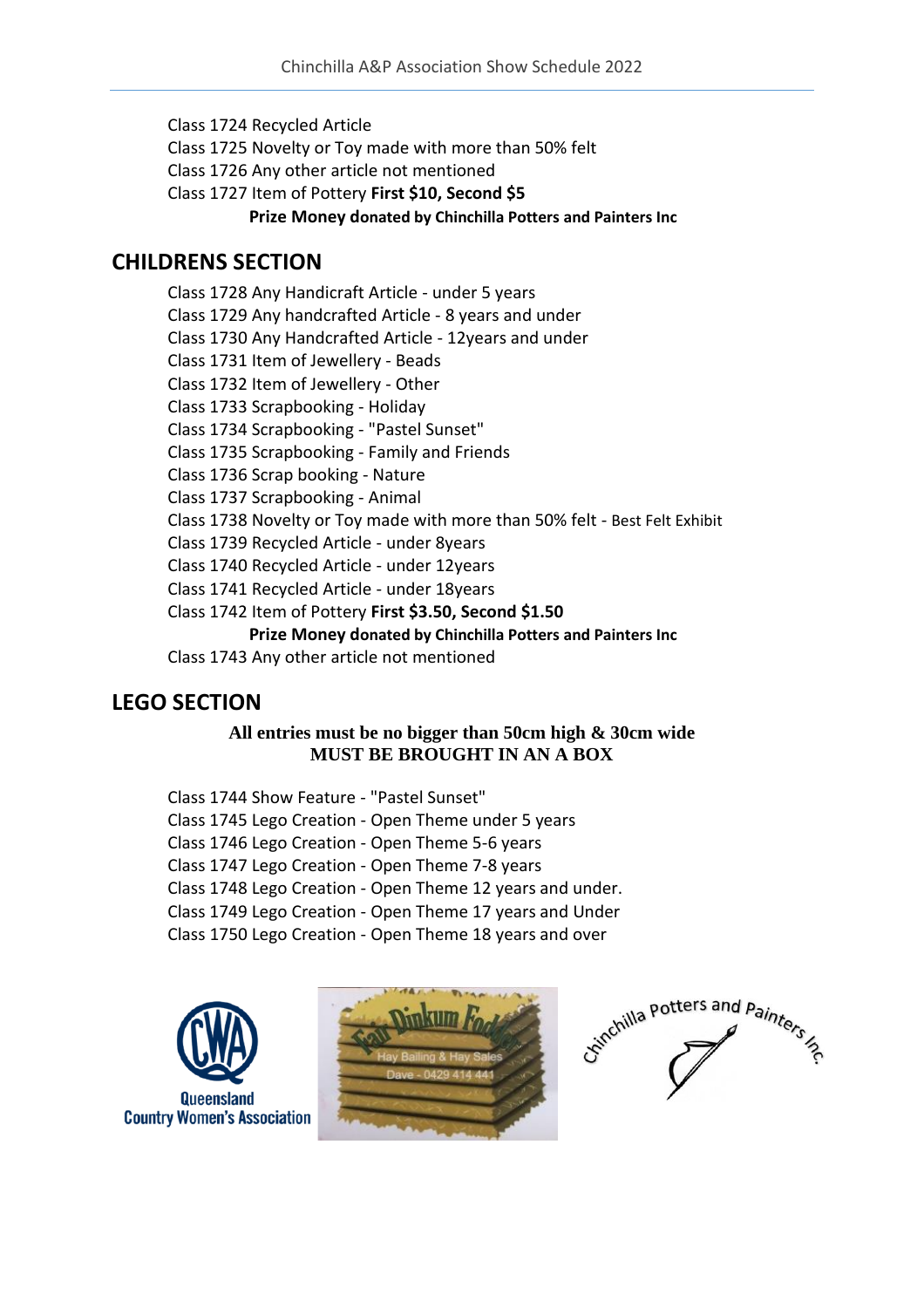Class 1724 Recycled Article
Class 1725 Novelty or Toy made with more than 50% felt
Class 1726 Any other article not mentioned
Class 1727 Item of Pottery **First $10, Second $5**
**Prize Money donated by Chinchilla Potters and Painters Inc**

## CHILDRENS SECTION

Class 1728 Any Handicraft Article - under 5 years
Class 1729 Any handcrafted Article - 8 years and under
Class 1730 Any Handcrafted Article - 12years and under
Class 1731 Item of Jewellery - Beads
Class 1732 Item of Jewellery - Other
Class 1733 Scrapbooking - Holiday
Class 1734 Scrapbooking - "Pastel Sunset"
Class 1735 Scrapbooking - Family and Friends
Class 1736 Scrap booking - Nature
Class 1737 Scrapbooking - Animal
Class 1738 Novelty or Toy made with more than 50% felt - Best Felt Exhibit
Class 1739 Recycled Article - under 8years
Class 1740 Recycled Article - under 12years
Class 1741 Recycled Article - under 18years
Class 1742 Item of Pottery **First $3.50, Second $1.50**
**Prize Money donated by Chinchilla Potters and Painters Inc**
Class 1743 Any other article not mentioned

## LEGO SECTION

**All entries must be no bigger than 50cm high & 30cm wide**
**MUST BE BROUGHT IN AN A BOX**

Class 1744 Show Feature - "Pastel Sunset"
Class 1745 Lego Creation - Open Theme under 5 years
Class 1746 Lego Creation - Open Theme 5-6 years
Class 1747 Lego Creation - Open Theme 7-8 years
Class 1748 Lego Creation - Open Theme 12 years and under.
Class 1749 Lego Creation - Open Theme 17 years and Under
Class 1750 Lego Creation - Open Theme 18 years and over

Queensland Country Women's Association

Fair Dinkum Fodder
Hay Bailing & Hay Sales
Dave - 0429 414 441

Chinchilla Potters and Painters Inc.